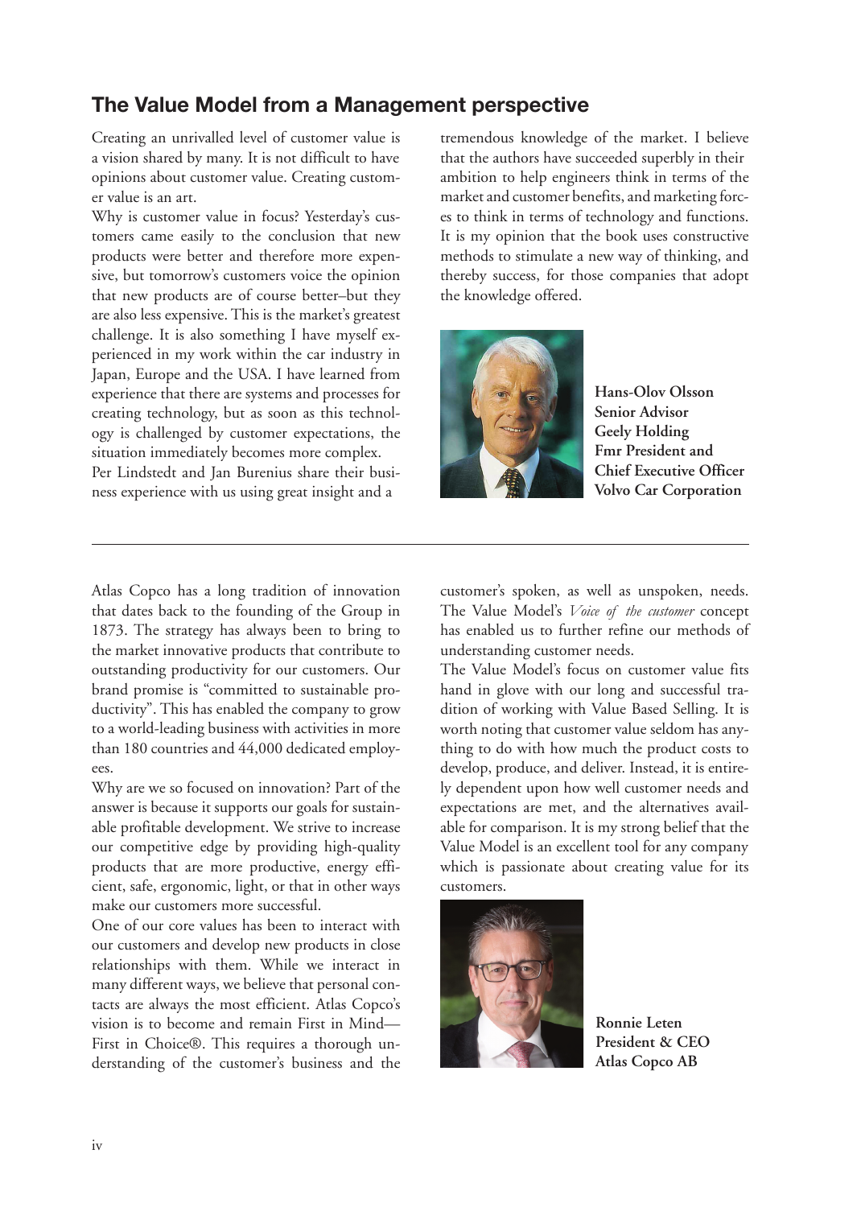## The Value Model from a Management perspective

Creating an unrivalled level of customer value is a vision shared by many. It is not difficult to have opinions about customer value. Creating customer value is an art.

Why is customer value in focus? Yesterday's customers came easily to the conclusion that new products were better and therefore more expensive, but tomorrow's customers voice the opinion that new products are of course better–but they are also less expensive. This is the market's greatest challenge. It is also something I have myself experienced in my work within the car industry in Japan, Europe and the USA. I have learned from experience that there are systems and processes for creating technology, but as soon as this technology is challenged by customer expectations, the situation immediately becomes more complex.

Per Lindstedt and Jan Burenius share their business experience with us using great insight and a tremendous knowledge of the market. I believe that the authors have succeeded superbly in their ambition to help engineers think in terms of the market and customer benefits, and marketing forces to think in terms of technology and functions. It is my opinion that the book uses constructive methods to stimulate a new way of thinking, and thereby success, for those companies that adopt the knowledge offered.

**Hans-Olov Olsson**
**Senior Advisor**
**Geely Holding**
**Fmr President and Chief Executive Officer**
**Volvo Car Corporation**

---

Atlas Copco has a long tradition of innovation that dates back to the founding of the Group in 1873. The strategy has always been to bring to the market innovative products that contribute to outstanding productivity for our customers. Our brand promise is "committed to sustainable productivity". This has enabled the company to grow to a world-leading business with activities in more than 180 countries and 44,000 dedicated employees.

Why are we so focused on innovation? Part of the answer is because it supports our goals for sustainable profitable development. We strive to increase our competitive edge by providing high-quality products that are more productive, energy efficient, safe, ergonomic, light, or that in other ways make our customers more successful.

One of our core values has been to interact with our customers and develop new products in close relationships with them. While we interact in many different ways, we believe that personal contacts are always the most efficient. Atlas Copco's vision is to become and remain First in Mind—First in Choice®. This requires a thorough understanding of the customer's business and the customer's spoken, as well as unspoken, needs. The Value Model's *Voice of the customer* concept has enabled us to further refine our methods of understanding customer needs.

The Value Model's focus on customer value fits hand in glove with our long and successful tradition of working with Value Based Selling. It is worth noting that customer value seldom has anything to do with how much the product costs to develop, produce, and deliver. Instead, it is entirely dependent upon how well customer needs and expectations are met, and the alternatives available for comparison. It is my strong belief that the Value Model is an excellent tool for any company which is passionate about creating value for its customers.

**Ronnie Leten**
**President & CEO**
**Atlas Copco AB**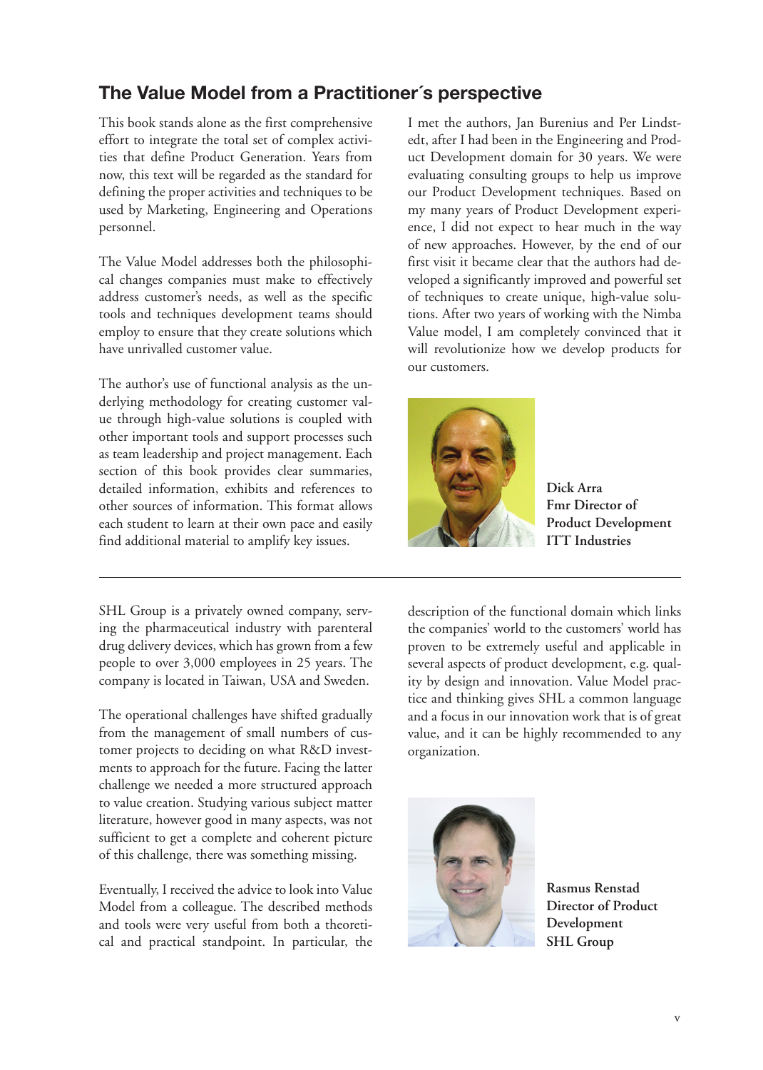## The Value Model from a Practitioner´s perspective

This book stands alone as the first comprehensive effort to integrate the total set of complex activities that define Product Generation. Years from now, this text will be regarded as the standard for defining the proper activities and techniques to be used by Marketing, Engineering and Operations personnel.

The Value Model addresses both the philosophical changes companies must make to effectively address customer's needs, as well as the specific tools and techniques development teams should employ to ensure that they create solutions which have unrivalled customer value.

The author's use of functional analysis as the underlying methodology for creating customer value through high-value solutions is coupled with other important tools and support processes such as team leadership and project management. Each section of this book provides clear summaries, detailed information, exhibits and references to other sources of information. This format allows each student to learn at their own pace and easily find additional material to amplify key issues.

I met the authors, Jan Burenius and Per Lindstedt, after I had been in the Engineering and Product Development domain for 30 years. We were evaluating consulting groups to help us improve our Product Development techniques. Based on my many years of Product Development experience, I did not expect to hear much in the way of new approaches. However, by the end of our first visit it became clear that the authors had developed a significantly improved and powerful set of techniques to create unique, high-value solutions. After two years of working with the Nimba Value model, I am completely convinced that it will revolutionize how we develop products for our customers.

**Dick Arra**
**Fmr Director of Product Development**
**ITT Industries**

---

SHL Group is a privately owned company, serving the pharmaceutical industry with parenteral drug delivery devices, which has grown from a few people to over 3,000 employees in 25 years. The company is located in Taiwan, USA and Sweden.

The operational challenges have shifted gradually from the management of small numbers of customer projects to deciding on what R&D investments to approach for the future. Facing the latter challenge we needed a more structured approach to value creation. Studying various subject matter literature, however good in many aspects, was not sufficient to get a complete and coherent picture of this challenge, there was something missing.

Eventually, I received the advice to look into Value Model from a colleague. The described methods and tools were very useful from both a theoretical and practical standpoint. In particular, the description of the functional domain which links the companies' world to the customers' world has proven to be extremely useful and applicable in several aspects of product development, e.g. quality by design and innovation. Value Model practice and thinking gives SHL a common language and a focus in our innovation work that is of great value, and it can be highly recommended to any organization.

**Rasmus Renstad**
**Director of Product Development**
**SHL Group**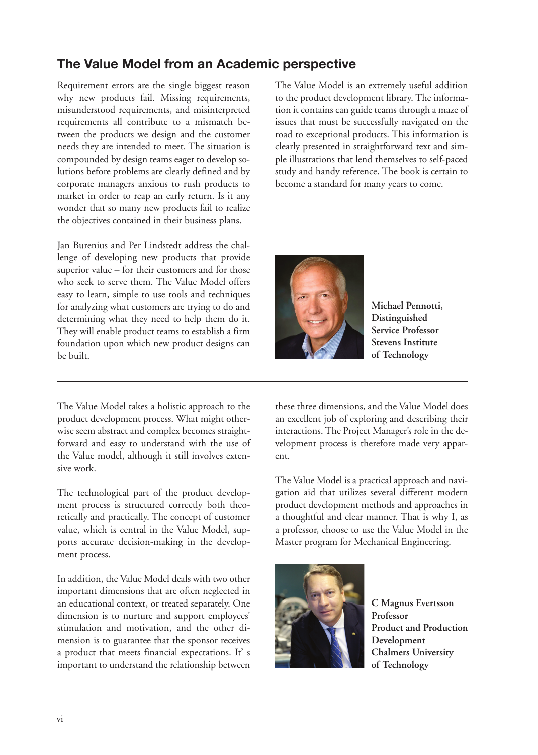## The Value Model from an Academic perspective

Requirement errors are the single biggest reason why new products fail. Missing requirements, misunderstood requirements, and misinterpreted requirements all contribute to a mismatch between the products we design and the customer needs they are intended to meet. The situation is compounded by design teams eager to develop solutions before problems are clearly defined and by corporate managers anxious to rush products to market in order to reap an early return. Is it any wonder that so many new products fail to realize the objectives contained in their business plans.

Jan Burenius and Per Lindstedt address the challenge of developing new products that provide superior value – for their customers and for those who seek to serve them. The Value Model offers easy to learn, simple to use tools and techniques for analyzing what customers are trying to do and determining what they need to help them do it. They will enable product teams to establish a firm foundation upon which new product designs can be built.

The Value Model is an extremely useful addition to the product development library. The information it contains can guide teams through a maze of issues that must be successfully navigated on the road to exceptional products. This information is clearly presented in straightforward text and simple illustrations that lend themselves to self-paced study and handy reference. The book is certain to become a standard for many years to come.

**Michael Pennotti, Distinguished Service Professor Stevens Institute of Technology**

---

The Value Model takes a holistic approach to the product development process. What might otherwise seem abstract and complex becomes straightforward and easy to understand with the use of the Value model, although it still involves extensive work.

The technological part of the product development process is structured correctly both theoretically and practically. The concept of customer value, which is central in the Value Model, supports accurate decision-making in the development process.

In addition, the Value Model deals with two other important dimensions that are often neglected in an educational context, or treated separately. One dimension is to nurture and support employees' stimulation and motivation, and the other dimension is to guarantee that the sponsor receives a product that meets financial expectations. It' s important to understand the relationship between these three dimensions, and the Value Model does an excellent job of exploring and describing their interactions. The Project Manager's role in the development process is therefore made very apparent.

The Value Model is a practical approach and navigation aid that utilizes several different modern product development methods and approaches in a thoughtful and clear manner. That is why I, as a professor, choose to use the Value Model in the Master program for Mechanical Engineering.

**C Magnus Evertsson**
**Professor**
**Product and Production Development**
**Chalmers University of Technology**